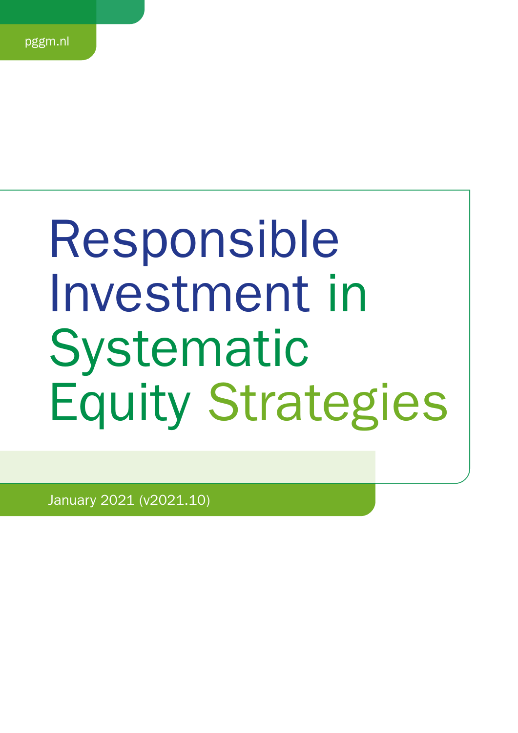pggm.nl

# Responsible Investment in Systematic Equity Strategies

January 2021 (v2021.10)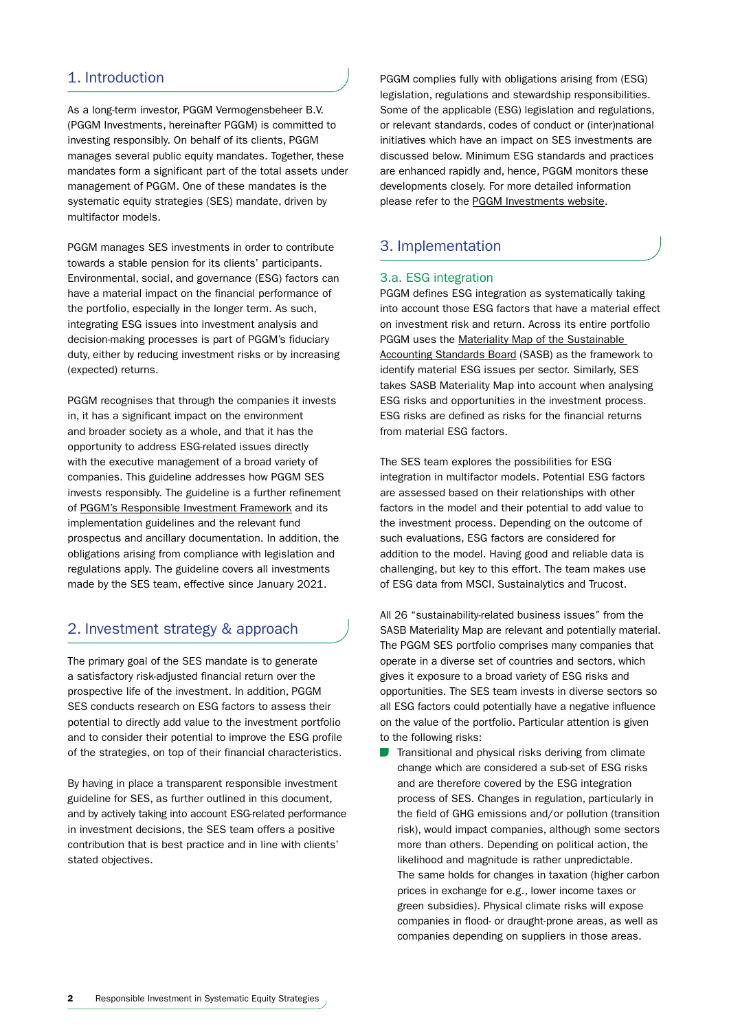## 1. Introduction

As a long-term investor, PGGM Vermogensbeheer B.V. (PGGM Investments, hereinafter PGGM) is committed to investing responsibly. On behalf of its clients, PGGM manages several public equity mandates. Together, these mandates form a significant part of the total assets under management of PGGM. One of these mandates is the systematic equity strategies (SES) mandate, driven by multifactor models.

PGGM manages SES investments in order to contribute towards a stable pension for its clients' participants. Environmental, social, and governance (ESG) factors can have a material impact on the financial performance of the portfolio, especially in the longer term. As such, integrating ESG issues into investment analysis and decision-making processes is part of PGGM's fiduciary duty, either by reducing investment risks or by increasing (expected) returns.

PGGM recognises that through the companies it invests in, it has a significant impact on the environment and broader society as a whole, and that it has the opportunity to address ESG-related issues directly with the executive management of a broad variety of companies. This guideline addresses how PGGM SES invests responsibly. The guideline is a further refinement of PGGM's Responsible Investment Framework and its implementation guidelines and the relevant fund prospectus and ancillary documentation. In addition, the obligations arising from compliance with legislation and regulations apply. The guideline covers all investments made by the SES team, effective since January 2021.

## 2. Investment strategy & approach

The primary goal of the SES mandate is to generate a satisfactory risk-adjusted financial return over the prospective life of the investment. In addition, PGGM SES conducts research on ESG factors to assess their potential to directly add value to the investment portfolio and to consider their potential to improve the ESG profile of the strategies, on top of their financial characteristics.

By having in place a transparent responsible investment guideline for SES, as further outlined in this document, and by actively taking into account ESG-related performance in investment decisions, the SES team offers a positive contribution that is best practice and in line with clients' stated objectives.

PGGM complies fully with obligations arising from (ESG) legislation, regulations and stewardship responsibilities. Some of the applicable (ESG) legislation and regulations, or relevant standards, codes of conduct or (inter)national initiatives which have an impact on SES investments are discussed below. Minimum ESG standards and practices are enhanced rapidly and, hence, PGGM monitors these developments closely. For more detailed information please refer to the PGGM Investments website.

## 3. Implementation

### 3.a. ESG integration

PGGM defines ESG integration as systematically taking into account those ESG factors that have a material effect on investment risk and return. Across its entire portfolio PGGM uses the Materiality Map of the Sustainable Accounting Standards Board (SASB) as the framework to identify material ESG issues per sector. Similarly, SES takes SASB Materiality Map into account when analysing ESG risks and opportunities in the investment process. ESG risks are defined as risks for the financial returns from material ESG factors.

The SES team explores the possibilities for ESG integration in multifactor models. Potential ESG factors are assessed based on their relationships with other factors in the model and their potential to add value to the investment process. Depending on the outcome of such evaluations, ESG factors are considered for addition to the model. Having good and reliable data is challenging, but key to this effort. The team makes use of ESG data from MSCI, Sustainalytics and Trucost.

All 26 "sustainability-related business issues" from the SASB Materiality Map are relevant and potentially material. The PGGM SES portfolio comprises many companies that operate in a diverse set of countries and sectors, which gives it exposure to a broad variety of ESG risks and opportunities. The SES team invests in diverse sectors so all ESG factors could potentially have a negative influence on the value of the portfolio. Particular attention is given to the following risks:

- Transitional and physical risks deriving from climate change which are considered a sub-set of ESG risks and are therefore covered by the ESG integration process of SES. Changes in regulation, particularly in the field of GHG emissions and/or pollution (transition risk), would impact companies, although some sectors more than others. Depending on political action, the likelihood and magnitude is rather unpredictable. The same holds for changes in taxation (higher carbon prices in exchange for e.g., lower income taxes or green subsidies). Physical climate risks will expose companies in flood- or draught-prone areas, as well as companies depending on suppliers in those areas.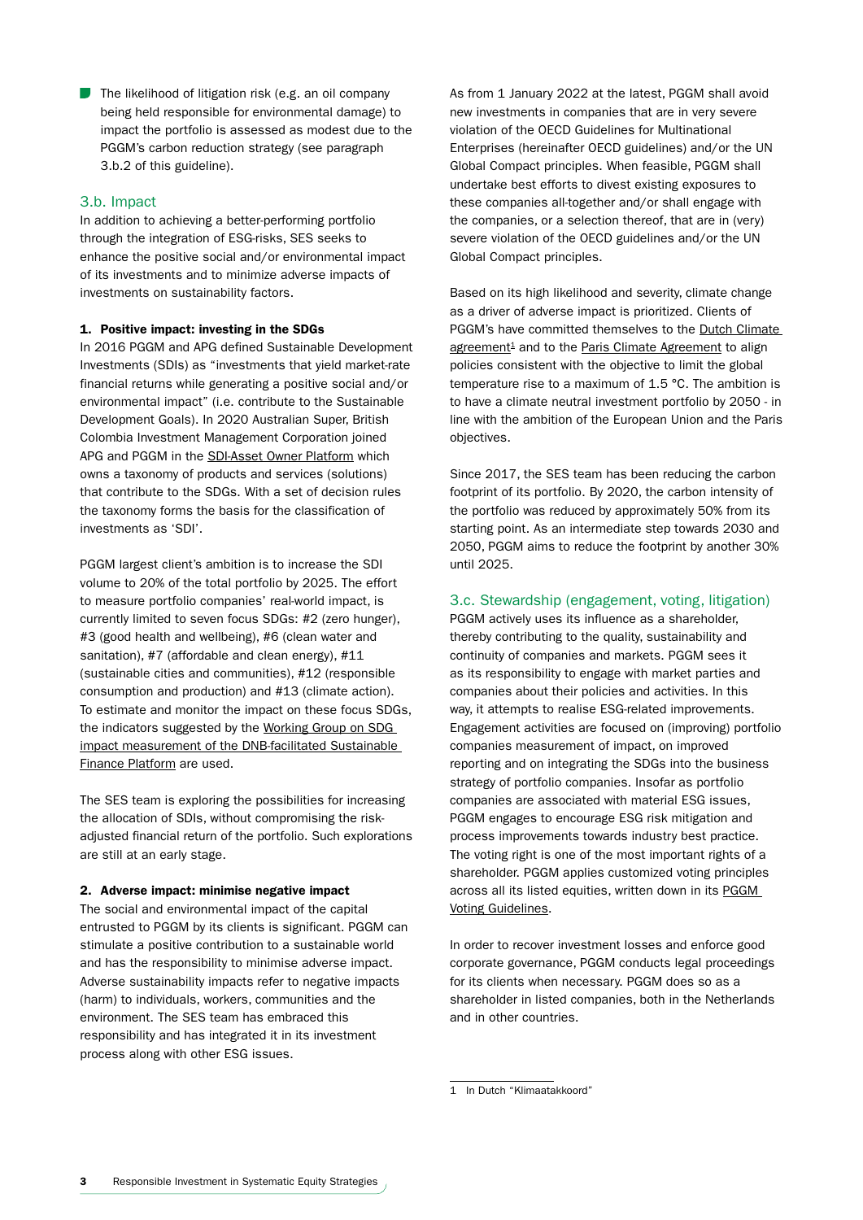- The likelihood of litigation risk (e.g. an oil company being held responsible for environmental damage) to impact the portfolio is assessed as modest due to the PGGM's carbon reduction strategy (see paragraph 3.b.2 of this guideline).

## 3.b. Impact

In addition to achieving a better-performing portfolio through the integration of ESG-risks, SES seeks to enhance the positive social and/or environmental impact of its investments and to minimize adverse impacts of investments on sustainability factors.

**1. Positive impact: investing in the SDGs**

In 2016 PGGM and APG defined Sustainable Development Investments (SDIs) as "investments that yield market-rate financial returns while generating a positive social and/or environmental impact" (i.e. contribute to the Sustainable Development Goals). In 2020 Australian Super, British Colombia Investment Management Corporation joined APG and PGGM in the SDI-Asset Owner Platform which owns a taxonomy of products and services (solutions) that contribute to the SDGs. With a set of decision rules the taxonomy forms the basis for the classification of investments as 'SDI'.

PGGM largest client's ambition is to increase the SDI volume to 20% of the total portfolio by 2025. The effort to measure portfolio companies' real-world impact, is currently limited to seven focus SDGs: #2 (zero hunger), #3 (good health and wellbeing), #6 (clean water and sanitation), #7 (affordable and clean energy), #11 (sustainable cities and communities), #12 (responsible consumption and production) and #13 (climate action). To estimate and monitor the impact on these focus SDGs, the indicators suggested by the Working Group on SDG impact measurement of the DNB-facilitated Sustainable Finance Platform are used.

The SES team is exploring the possibilities for increasing the allocation of SDIs, without compromising the risk-adjusted financial return of the portfolio. Such explorations are still at an early stage.

**2. Adverse impact: minimise negative impact**

The social and environmental impact of the capital entrusted to PGGM by its clients is significant. PGGM can stimulate a positive contribution to a sustainable world and has the responsibility to minimise adverse impact. Adverse sustainability impacts refer to negative impacts (harm) to individuals, workers, communities and the environment. The SES team has embraced this responsibility and has integrated it in its investment process along with other ESG issues.

As from 1 January 2022 at the latest, PGGM shall avoid new investments in companies that are in very severe violation of the OECD Guidelines for Multinational Enterprises (hereinafter OECD guidelines) and/or the UN Global Compact principles. When feasible, PGGM shall undertake best efforts to divest existing exposures to these companies all-together and/or shall engage with the companies, or a selection thereof, that are in (very) severe violation of the OECD guidelines and/or the UN Global Compact principles.

Based on its high likelihood and severity, climate change as a driver of adverse impact is prioritized. Clients of PGGM's have committed themselves to the Dutch Climate agreement[1] and to the Paris Climate Agreement to align policies consistent with the objective to limit the global temperature rise to a maximum of 1.5 °C. The ambition is to have a climate neutral investment portfolio by 2050 - in line with the ambition of the European Union and the Paris objectives.

Since 2017, the SES team has been reducing the carbon footprint of its portfolio. By 2020, the carbon intensity of the portfolio was reduced by approximately 50% from its starting point. As an intermediate step towards 2030 and 2050, PGGM aims to reduce the footprint by another 30% until 2025.

## 3.c. Stewardship (engagement, voting, litigation)

PGGM actively uses its influence as a shareholder, thereby contributing to the quality, sustainability and continuity of companies and markets. PGGM sees it as its responsibility to engage with market parties and companies about their policies and activities. In this way, it attempts to realise ESG-related improvements. Engagement activities are focused on (improving) portfolio companies measurement of impact, on improved reporting and on integrating the SDGs into the business strategy of portfolio companies. Insofar as portfolio companies are associated with material ESG issues, PGGM engages to encourage ESG risk mitigation and process improvements towards industry best practice. The voting right is one of the most important rights of a shareholder. PGGM applies customized voting principles across all its listed equities, written down in its PGGM Voting Guidelines.

In order to recover investment losses and enforce good corporate governance, PGGM conducts legal proceedings for its clients when necessary. PGGM does so as a shareholder in listed companies, both in the Netherlands and in other countries.

---

[1] In Dutch "Klimaatakkoord"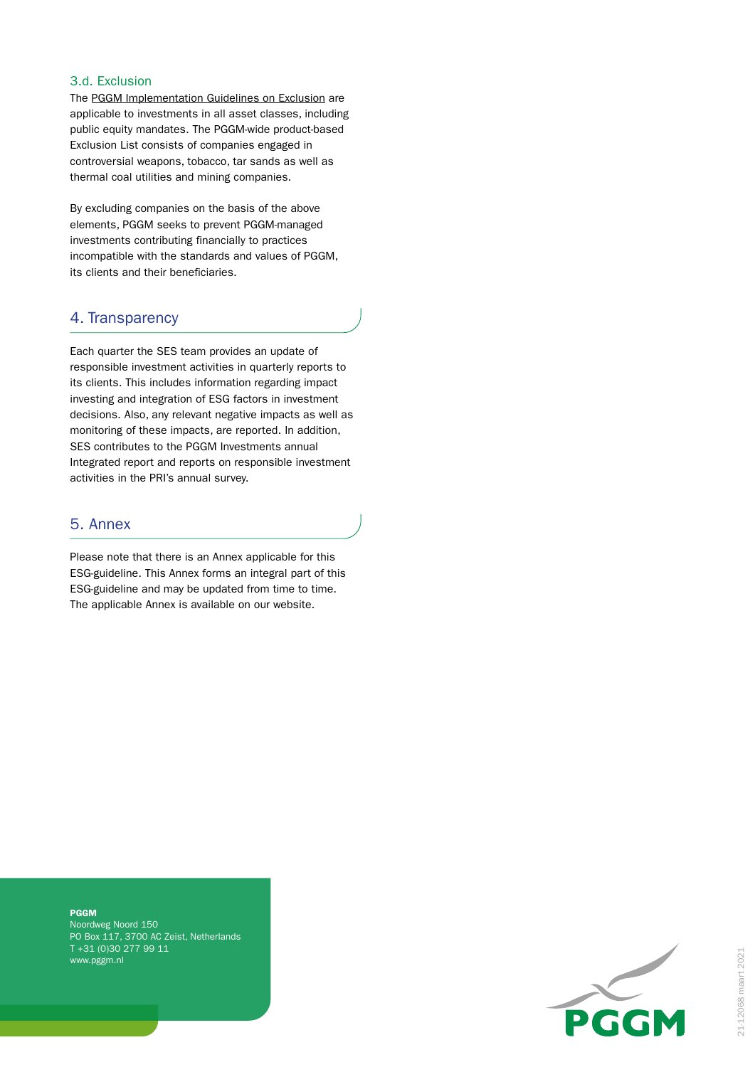### 3.d. Exclusion

The PGGM Implementation Guidelines on Exclusion are applicable to investments in all asset classes, including public equity mandates. The PGGM-wide product-based Exclusion List consists of companies engaged in controversial weapons, tobacco, tar sands as well as thermal coal utilities and mining companies.

By excluding companies on the basis of the above elements, PGGM seeks to prevent PGGM-managed investments contributing financially to practices incompatible with the standards and values of PGGM, its clients and their beneficiaries.

## 4. Transparency

Each quarter the SES team provides an update of responsible investment activities in quarterly reports to its clients. This includes information regarding impact investing and integration of ESG factors in investment decisions. Also, any relevant negative impacts as well as monitoring of these impacts, are reported. In addition, SES contributes to the PGGM Investments annual Integrated report and reports on responsible investment activities in the PRI's annual survey.

## 5. Annex

Please note that there is an Annex applicable for this ESG-guideline. This Annex forms an integral part of this ESG-guideline and may be updated from time to time. The applicable Annex is available on our website.

**PGGM**
Noordweg Noord 150
PO Box 117, 3700 AC Zeist, Netherlands
T +31 (0)30 277 99 11
www.pggm.nl

PGGM

21-12068 maart 2021